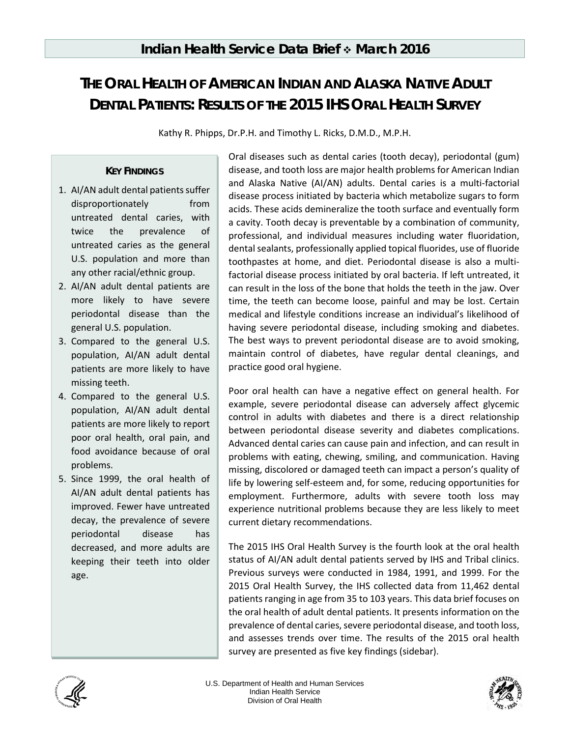**Indian Health Service Data Brief ❖ March 2016**

# THE ORAL HEALTH OF AMERICAN INDIAN AND ALASKA NATIVE ADULT DENTAL PATIENTS: RESULTS OF THE 2015 IHS ORAL HEALTH SURVEY

Kathy R. Phipps, Dr.P.H. and Timothy L. Ricks, D.M.D., M.P.H.

Oral diseases such as dental caries (tooth decay), periodontal (gum) disease, and tooth loss are major health problems for American Indian and Alaska Native (AI/AN) adults. Dental caries is a multi-factorial disease process initiated by bacteria which metabolize sugars to form acids. These acids demineralize the tooth surface and eventually form a cavity. Tooth decay is preventable by a combination of community, professional, and individual measures including water fluoridation, dental sealants, professionally applied topical fluorides, use of fluoride toothpastes at home, and diet. Periodontal disease is also a multi-factorial disease process initiated by oral bacteria. If left untreated, it can result in the loss of the bone that holds the teeth in the jaw. Over time, the teeth can become loose, painful and may be lost. Certain medical and lifestyle conditions increase an individual's likelihood of having severe periodontal disease, including smoking and diabetes. The best ways to prevent periodontal disease are to avoid smoking, maintain control of diabetes, have regular dental cleanings, and practice good oral hygiene.

Poor oral health can have a negative effect on general health. For example, severe periodontal disease can adversely affect glycemic control in adults with diabetes and there is a direct relationship between periodontal disease severity and diabetes complications. Advanced dental caries can cause pain and infection, and can result in problems with eating, chewing, smiling, and communication. Having missing, discolored or damaged teeth can impact a person's quality of life by lowering self-esteem and, for some, reducing opportunities for employment. Furthermore, adults with severe tooth loss may experience nutritional problems because they are less likely to meet current dietary recommendations.

The 2015 IHS Oral Health Survey is the fourth look at the oral health status of AI/AN adult dental patients served by IHS and Tribal clinics. Previous surveys were conducted in 1984, 1991, and 1999. For the 2015 Oral Health Survey, the IHS collected data from 11,462 dental patients ranging in age from 35 to 103 years. This data brief focuses on the oral health of adult dental patients. It presents information on the prevalence of dental caries, severe periodontal disease, and tooth loss, and assesses trends over time. The results of the 2015 oral health survey are presented as five key findings (sidebar).

### KEY FINDINGS

1. AI/AN adult dental patients suffer disproportionately from untreated dental caries, with twice the prevalence of untreated caries as the general U.S. population and more than any other racial/ethnic group.
2. AI/AN adult dental patients are more likely to have severe periodontal disease than the general U.S. population.
3. Compared to the general U.S. population, AI/AN adult dental patients are more likely to have missing teeth.
4. Compared to the general U.S. population, AI/AN adult dental patients are more likely to report poor oral health, oral pain, and food avoidance because of oral problems.
5. Since 1999, the oral health of AI/AN adult dental patients has improved. Fewer have untreated decay, the prevalence of severe periodontal disease has decreased, and more adults are keeping their teeth into older age.

U.S. Department of Health and Human Services
Indian Health Service
Division of Oral Health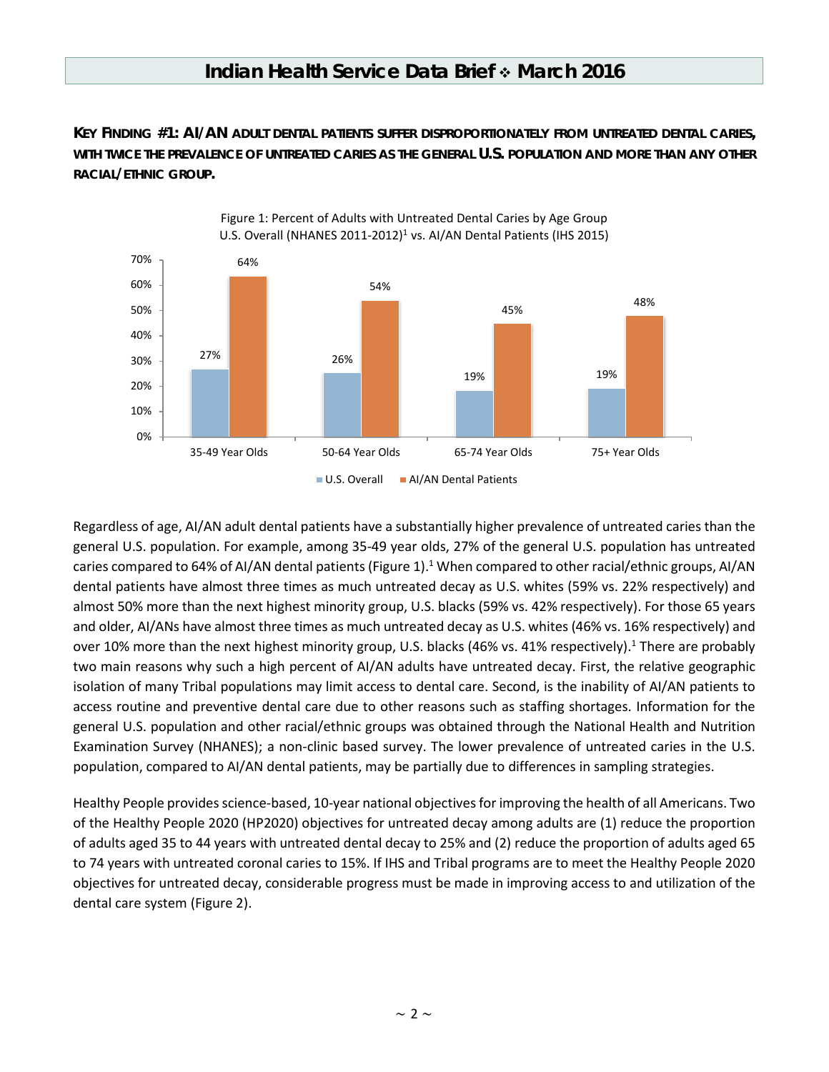**KEY FINDING #1: AI/AN ADULT DENTAL PATIENTS SUFFER DISPROPORTIONATELY FROM UNTREATED DENTAL CARIES, WITH TWICE THE PREVALENCE OF UNTREATED CARIES AS THE GENERAL U.S. POPULATION AND MORE THAN ANY OTHER RACIAL/ETHNIC GROUP.**

Figure 1: Percent of Adults with Untreated Dental Caries by Age Group
U.S. Overall (NHANES 2011-2012)[1] vs. AI/AN Dental Patients (IHS 2015)

| Age Group | U.S. Overall | AI/AN Dental Patients |
|---|---|---|
| 35-49 Year Olds | 27% | 64% |
| 50-64 Year Olds | 26% | 54% |
| 65-74 Year Olds | 19% | 45% |
| 75+ Year Olds | 19% | 48% |

Regardless of age, AI/AN adult dental patients have a substantially higher prevalence of untreated caries than the general U.S. population. For example, among 35-49 year olds, 27% of the general U.S. population has untreated caries compared to 64% of AI/AN dental patients (Figure 1).[1] When compared to other racial/ethnic groups, AI/AN dental patients have almost three times as much untreated decay as U.S. whites (59% vs. 22% respectively) and almost 50% more than the next highest minority group, U.S. blacks (59% vs. 42% respectively). For those 65 years and older, AI/ANs have almost three times as much untreated decay as U.S. whites (46% vs. 16% respectively) and over 10% more than the next highest minority group, U.S. blacks (46% vs. 41% respectively).[1] There are probably two main reasons why such a high percent of AI/AN adults have untreated decay. First, the relative geographic isolation of many Tribal populations may limit access to dental care. Second, is the inability of AI/AN patients to access routine and preventive dental care due to other reasons such as staffing shortages. Information for the general U.S. population and other racial/ethnic groups was obtained through the National Health and Nutrition Examination Survey (NHANES); a non-clinic based survey. The lower prevalence of untreated caries in the U.S. population, compared to AI/AN dental patients, may be partially due to differences in sampling strategies.

Healthy People provides science-based, 10-year national objectives for improving the health of all Americans. Two of the Healthy People 2020 (HP2020) objectives for untreated decay among adults are (1) reduce the proportion of adults aged 35 to 44 years with untreated dental decay to 25% and (2) reduce the proportion of adults aged 65 to 74 years with untreated coronal caries to 15%. If IHS and Tribal programs are to meet the Healthy People 2020 objectives for untreated decay, considerable progress must be made in improving access to and utilization of the dental care system (Figure 2).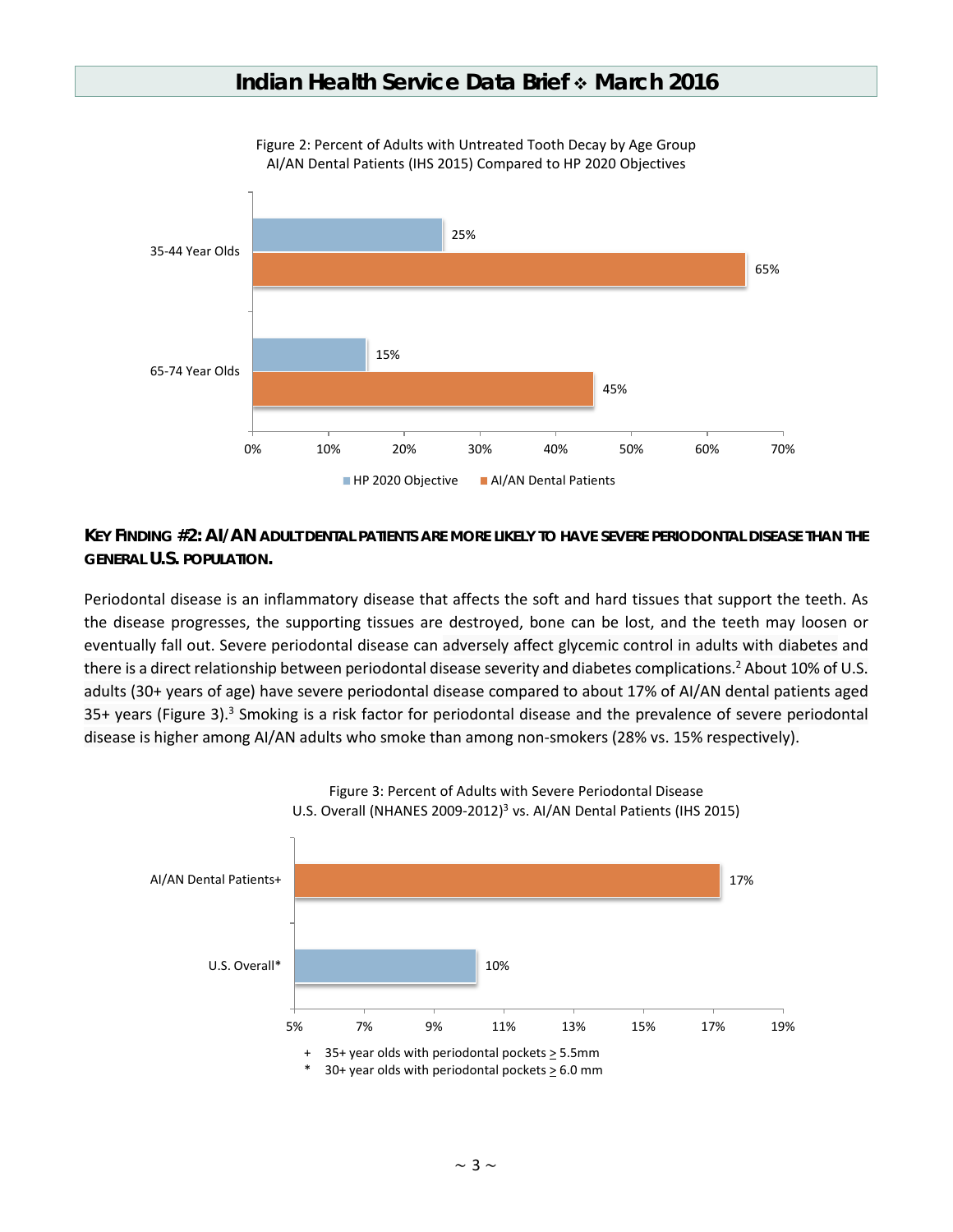Figure 2: Percent of Adults with Untreated Tooth Decay by Age Group
AI/AN Dental Patients (IHS 2015) Compared to HP 2020 Objectives

| Age Group | HP 2020 Objective | AI/AN Dental Patients |
|---|---|---|
| 35-44 Year Olds | 25% | 65% |
| 65-74 Year Olds | 15% | 45% |

**KEY FINDING #2: AI/AN ADULT DENTAL PATIENTS ARE MORE LIKELY TO HAVE SEVERE PERIODONTAL DISEASE THAN THE GENERAL U.S. POPULATION.**

Periodontal disease is an inflammatory disease that affects the soft and hard tissues that support the teeth. As the disease progresses, the supporting tissues are destroyed, bone can be lost, and the teeth may loosen or eventually fall out. Severe periodontal disease can adversely affect glycemic control in adults with diabetes and there is a direct relationship between periodontal disease severity and diabetes complications.[2] About 10% of U.S. adults (30+ years of age) have severe periodontal disease compared to about 17% of AI/AN dental patients aged 35+ years (Figure 3).[3] Smoking is a risk factor for periodontal disease and the prevalence of severe periodontal disease is higher among AI/AN adults who smoke than among non-smokers (28% vs. 15% respectively).

Figure 3: Percent of Adults with Severe Periodontal Disease
U.S. Overall (NHANES 2009-2012)[3] vs. AI/AN Dental Patients (IHS 2015)

| Group | Percent |
|---|---|
| AI/AN Dental Patients+ | 17% |
| U.S. Overall* | 10% |

+ 35+ year olds with periodontal pockets ≥ 5.5mm
* 30+ year olds with periodontal pockets ≥ 6.0 mm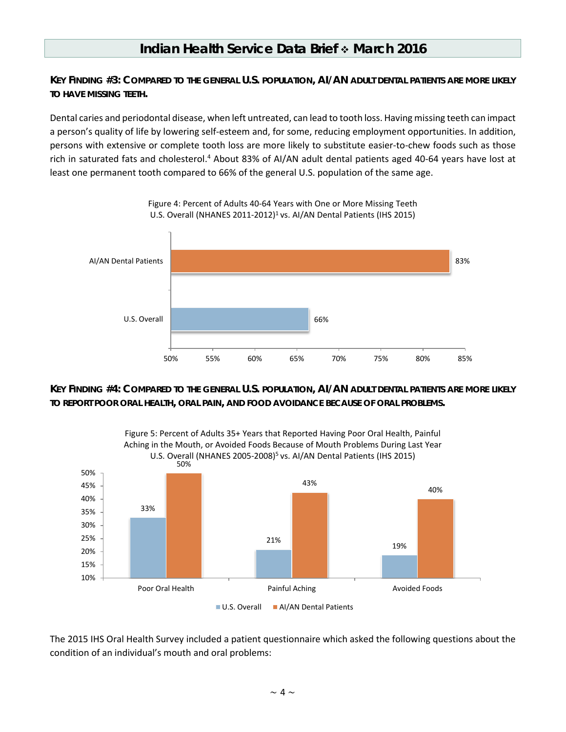**KEY FINDING #3: COMPARED TO THE GENERAL U.S. POPULATION, AI/AN ADULT DENTAL PATIENTS ARE MORE LIKELY TO HAVE MISSING TEETH.**

Dental caries and periodontal disease, when left untreated, can lead to tooth loss. Having missing teeth can impact a person's quality of life by lowering self-esteem and, for some, reducing employment opportunities. In addition, persons with extensive or complete tooth loss are more likely to substitute easier-to-chew foods such as those rich in saturated fats and cholesterol.[4] About 83% of AI/AN adult dental patients aged 40-64 years have lost at least one permanent tooth compared to 66% of the general U.S. population of the same age.

Figure 4: Percent of Adults 40-64 Years with One or More Missing Teeth
U.S. Overall (NHANES 2011-2012)[1] vs. AI/AN Dental Patients (IHS 2015)

| Group | Percent |
|---|---|
| AI/AN Dental Patients | 83% |
| U.S. Overall | 66% |

**KEY FINDING #4: COMPARED TO THE GENERAL U.S. POPULATION, AI/AN ADULT DENTAL PATIENTS ARE MORE LIKELY TO REPORT POOR ORAL HEALTH, ORAL PAIN, AND FOOD AVOIDANCE BECAUSE OF ORAL PROBLEMS.**

Figure 5: Percent of Adults 35+ Years that Reported Having Poor Oral Health, Painful Aching in the Mouth, or Avoided Foods Because of Mouth Problems During Last Year
U.S. Overall (NHANES 2005-2008)[5] vs. AI/AN Dental Patients (IHS 2015)

| | U.S. Overall | AI/AN Dental Patients |
|---|---|---|
| Poor Oral Health | 33% | 50% |
| Painful Aching | 21% | 43% |
| Avoided Foods | 19% | 40% |

The 2015 IHS Oral Health Survey included a patient questionnaire which asked the following questions about the condition of an individual's mouth and oral problems: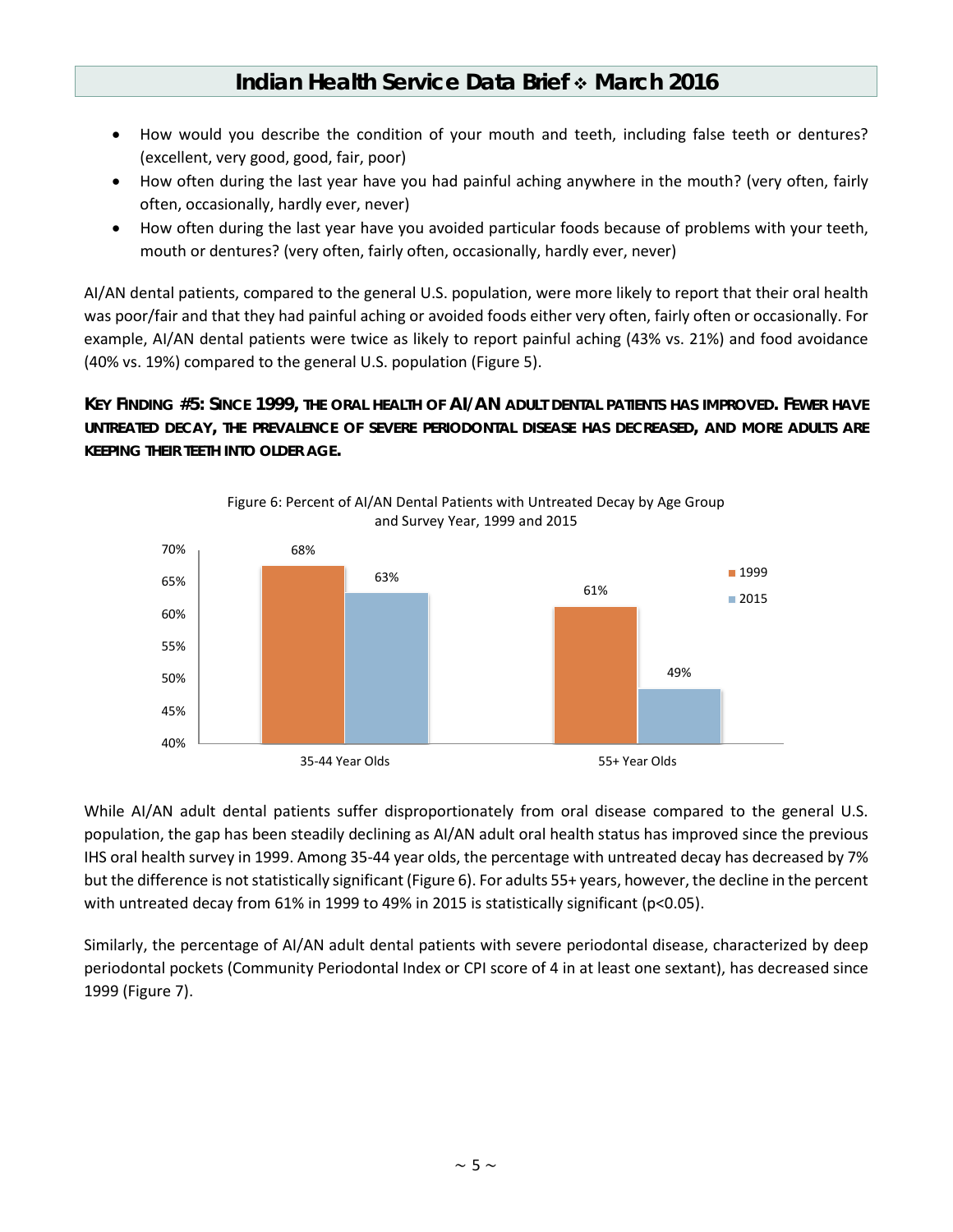- How would you describe the condition of your mouth and teeth, including false teeth or dentures? (excellent, very good, good, fair, poor)
- How often during the last year have you had painful aching anywhere in the mouth? (very often, fairly often, occasionally, hardly ever, never)
- How often during the last year have you avoided particular foods because of problems with your teeth, mouth or dentures? (very often, fairly often, occasionally, hardly ever, never)

AI/AN dental patients, compared to the general U.S. population, were more likely to report that their oral health was poor/fair and that they had painful aching or avoided foods either very often, fairly often or occasionally. For example, AI/AN dental patients were twice as likely to report painful aching (43% vs. 21%) and food avoidance (40% vs. 19%) compared to the general U.S. population (Figure 5).

**KEY FINDING #5: SINCE 1999, THE ORAL HEALTH OF AI/AN ADULT DENTAL PATIENTS HAS IMPROVED. FEWER HAVE UNTREATED DECAY, THE PREVALENCE OF SEVERE PERIODONTAL DISEASE HAS DECREASED, AND MORE ADULTS ARE KEEPING THEIR TEETH INTO OLDER AGE.**

Figure 6: Percent of AI/AN Dental Patients with Untreated Decay by Age Group and Survey Year, 1999 and 2015

| Age Group | 1999 | 2015 |
|---|---|---|
| 35-44 Year Olds | 68% | 63% |
| 55+ Year Olds | 61% | 49% |

While AI/AN adult dental patients suffer disproportionately from oral disease compared to the general U.S. population, the gap has been steadily declining as AI/AN adult oral health status has improved since the previous IHS oral health survey in 1999. Among 35-44 year olds, the percentage with untreated decay has decreased by 7% but the difference is not statistically significant (Figure 6). For adults 55+ years, however, the decline in the percent with untreated decay from 61% in 1999 to 49% in 2015 is statistically significant ($p<0.05$).

Similarly, the percentage of AI/AN adult dental patients with severe periodontal disease, characterized by deep periodontal pockets (Community Periodontal Index or CPI score of 4 in at least one sextant), has decreased since 1999 (Figure 7).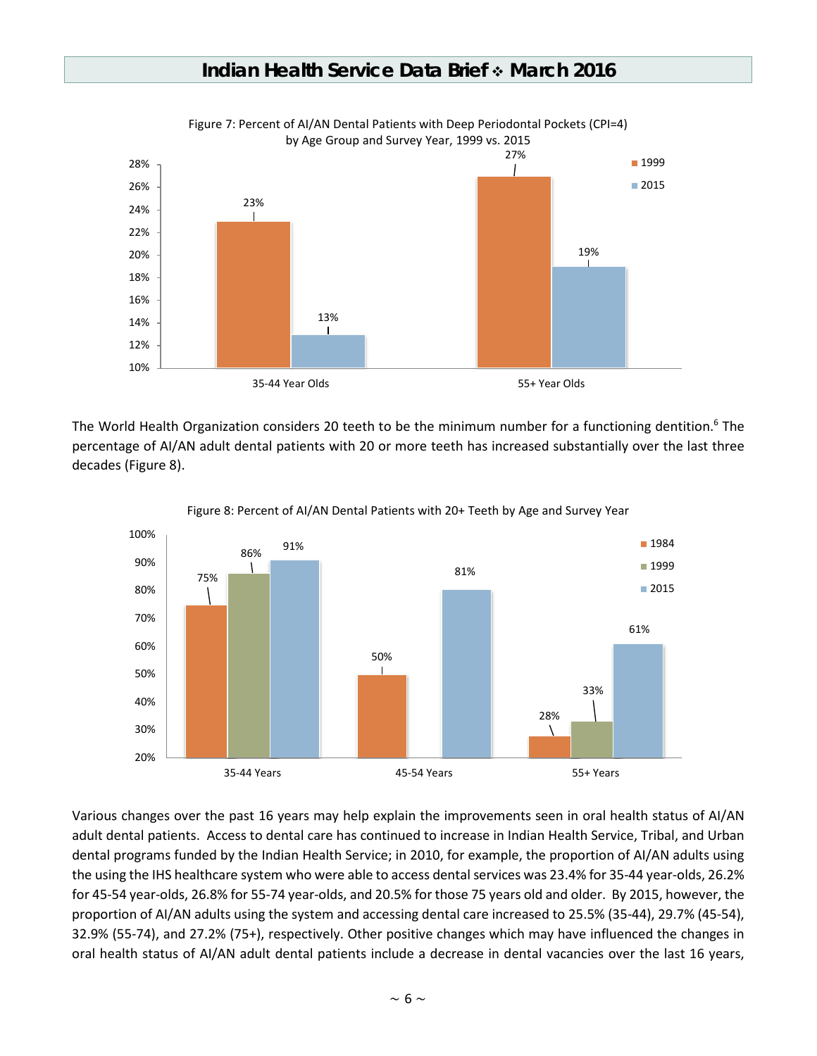Figure 7: Percent of AI/AN Dental Patients with Deep Periodontal Pockets (CPI=4) by Age Group and Survey Year, 1999 vs. 2015

| Age Group | 1999 | 2015 |
| --- | --- | --- |
| 35-44 Year Olds | 23% | 13% |
| 55+ Year Olds | 27% | 19% |

The World Health Organization considers 20 teeth to be the minimum number for a functioning dentition.[6] The percentage of AI/AN adult dental patients with 20 or more teeth has increased substantially over the last three decades (Figure 8).

Figure 8: Percent of AI/AN Dental Patients with 20+ Teeth by Age and Survey Year

| Age | 1984 | 1999 | 2015 |
| --- | --- | --- | --- |
| 35-44 Years | 75% | 86% | 91% |
| 45-54 Years | 50% | | 81% |
| 55+ Years | 28% | 33% | 61% |

Various changes over the past 16 years may help explain the improvements seen in oral health status of AI/AN adult dental patients. Access to dental care has continued to increase in Indian Health Service, Tribal, and Urban dental programs funded by the Indian Health Service; in 2010, for example, the proportion of AI/AN adults using the using the IHS healthcare system who were able to access dental services was 23.4% for 35-44 year-olds, 26.2% for 45-54 year-olds, 26.8% for 55-74 year-olds, and 20.5% for those 75 years old and older. By 2015, however, the proportion of AI/AN adults using the system and accessing dental care increased to 25.5% (35-44), 29.7% (45-54), 32.9% (55-74), and 27.2% (75+), respectively. Other positive changes which may have influenced the changes in oral health status of AI/AN adult dental patients include a decrease in dental vacancies over the last 16 years,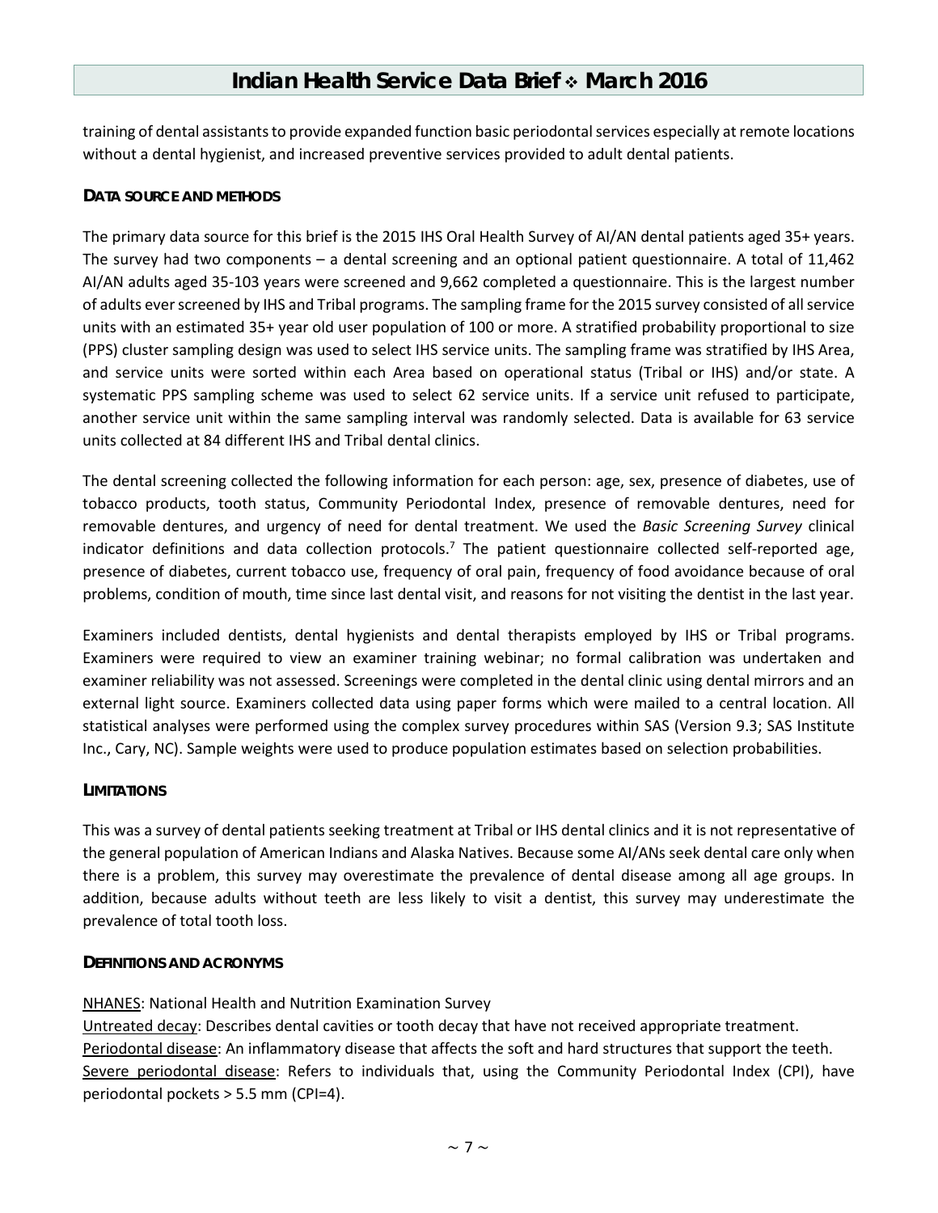training of dental assistants to provide expanded function basic periodontal services especially at remote locations without a dental hygienist, and increased preventive services provided to adult dental patients.

## DATA SOURCE AND METHODS

The primary data source for this brief is the 2015 IHS Oral Health Survey of AI/AN dental patients aged 35+ years. The survey had two components – a dental screening and an optional patient questionnaire. A total of 11,462 AI/AN adults aged 35-103 years were screened and 9,662 completed a questionnaire. This is the largest number of adults ever screened by IHS and Tribal programs. The sampling frame for the 2015 survey consisted of all service units with an estimated 35+ year old user population of 100 or more. A stratified probability proportional to size (PPS) cluster sampling design was used to select IHS service units. The sampling frame was stratified by IHS Area, and service units were sorted within each Area based on operational status (Tribal or IHS) and/or state. A systematic PPS sampling scheme was used to select 62 service units. If a service unit refused to participate, another service unit within the same sampling interval was randomly selected. Data is available for 63 service units collected at 84 different IHS and Tribal dental clinics.

The dental screening collected the following information for each person: age, sex, presence of diabetes, use of tobacco products, tooth status, Community Periodontal Index, presence of removable dentures, need for removable dentures, and urgency of need for dental treatment. We used the *Basic Screening Survey* clinical indicator definitions and data collection protocols.[7] The patient questionnaire collected self-reported age, presence of diabetes, current tobacco use, frequency of oral pain, frequency of food avoidance because of oral problems, condition of mouth, time since last dental visit, and reasons for not visiting the dentist in the last year.

Examiners included dentists, dental hygienists and dental therapists employed by IHS or Tribal programs. Examiners were required to view an examiner training webinar; no formal calibration was undertaken and examiner reliability was not assessed. Screenings were completed in the dental clinic using dental mirrors and an external light source. Examiners collected data using paper forms which were mailed to a central location. All statistical analyses were performed using the complex survey procedures within SAS (Version 9.3; SAS Institute Inc., Cary, NC). Sample weights were used to produce population estimates based on selection probabilities.

## LIMITATIONS

This was a survey of dental patients seeking treatment at Tribal or IHS dental clinics and it is not representative of the general population of American Indians and Alaska Natives. Because some AI/ANs seek dental care only when there is a problem, this survey may overestimate the prevalence of dental disease among all age groups. In addition, because adults without teeth are less likely to visit a dentist, this survey may underestimate the prevalence of total tooth loss.

## DEFINITIONS AND ACRONYMS

<u>NHANES</u>: National Health and Nutrition Examination Survey

<u>Untreated decay</u>: Describes dental cavities or tooth decay that have not received appropriate treatment.

<u>Periodontal disease</u>: An inflammatory disease that affects the soft and hard structures that support the teeth.

<u>Severe periodontal disease</u>: Refers to individuals that, using the Community Periodontal Index (CPI), have periodontal pockets > 5.5 mm (CPI=4).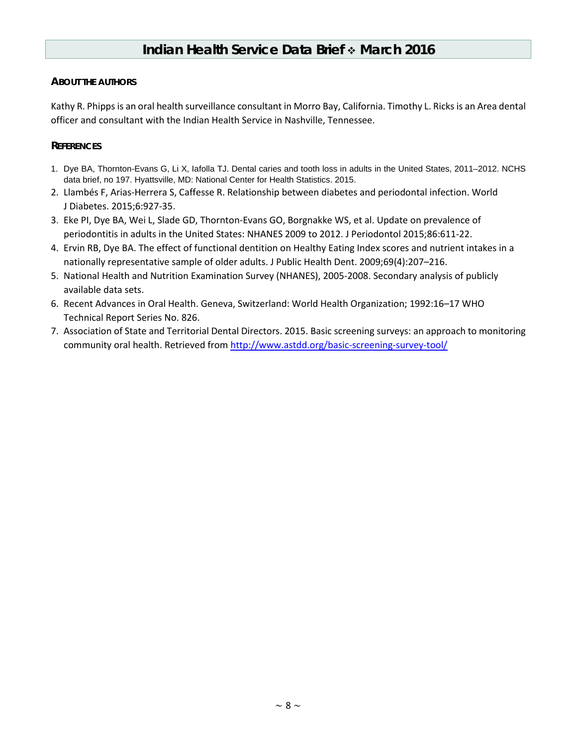## About the Authors

Kathy R. Phipps is an oral health surveillance consultant in Morro Bay, California. Timothy L. Ricks is an Area dental officer and consultant with the Indian Health Service in Nashville, Tennessee.

## References

1. Dye BA, Thornton-Evans G, Li X, Iafolla TJ. Dental caries and tooth loss in adults in the United States, 2011–2012. NCHS data brief, no 197. Hyattsville, MD: National Center for Health Statistics. 2015.
2. Llambés F, Arias-Herrera S, Caffesse R. Relationship between diabetes and periodontal infection. World J Diabetes. 2015;6:927-35.
3. Eke PI, Dye BA, Wei L, Slade GD, Thornton-Evans GO, Borgnakke WS, et al. Update on prevalence of periodontitis in adults in the United States: NHANES 2009 to 2012. J Periodontol 2015;86:611-22.
4. Ervin RB, Dye BA. The effect of functional dentition on Healthy Eating Index scores and nutrient intakes in a nationally representative sample of older adults. J Public Health Dent. 2009;69(4):207–216.
5. National Health and Nutrition Examination Survey (NHANES), 2005-2008. Secondary analysis of publicly available data sets.
6. Recent Advances in Oral Health. Geneva, Switzerland: World Health Organization; 1992:16–17 WHO Technical Report Series No. 826.
7. Association of State and Territorial Dental Directors. 2015. Basic screening surveys: an approach to monitoring community oral health. Retrieved from [http://www.astdd.org/basic-screening-survey-tool/](http://www.astdd.org/basic-screening-survey-tool/)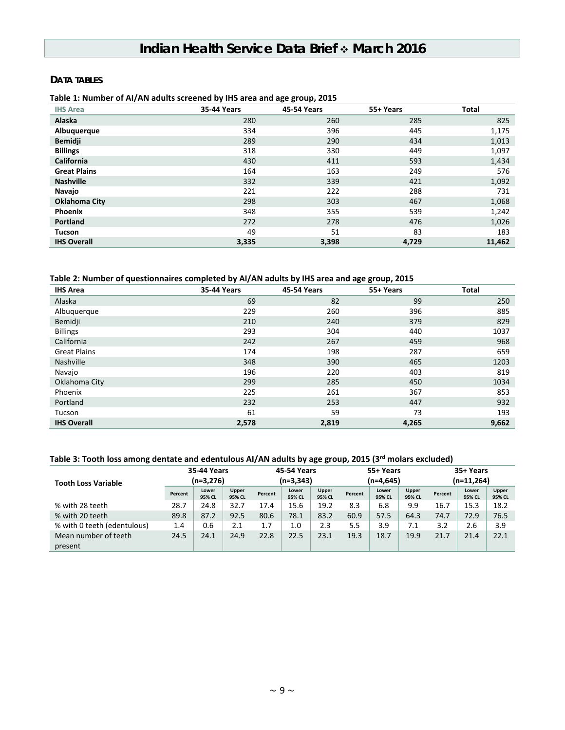## DATA TABLES

**Table 1: Number of AI/AN adults screened by IHS area and age group, 2015**

| IHS Area | 35-44 Years | 45-54 Years | 55+ Years | Total |
|---|---|---|---|---|
| **Alaska** | 280 | 260 | 285 | 825 |
| **Albuquerque** | 334 | 396 | 445 | 1,175 |
| **Bemidji** | 289 | 290 | 434 | 1,013 |
| **Billings** | 318 | 330 | 449 | 1,097 |
| **California** | 430 | 411 | 593 | 1,434 |
| **Great Plains** | 164 | 163 | 249 | 576 |
| **Nashville** | 332 | 339 | 421 | 1,092 |
| **Navajo** | 221 | 222 | 288 | 731 |
| **Oklahoma City** | 298 | 303 | 467 | 1,068 |
| **Phoenix** | 348 | 355 | 539 | 1,242 |
| **Portland** | 272 | 278 | 476 | 1,026 |
| **Tucson** | 49 | 51 | 83 | 183 |
| **IHS Overall** | **3,335** | **3,398** | **4,729** | **11,462** |

**Table 2: Number of questionnaires completed by AI/AN adults by IHS area and age group, 2015**

| IHS Area | 35-44 Years | 45-54 Years | 55+ Years | Total |
|---|---|---|---|---|
| Alaska | 69 | 82 | 99 | 250 |
| Albuquerque | 229 | 260 | 396 | 885 |
| Bemidji | 210 | 240 | 379 | 829 |
| Billings | 293 | 304 | 440 | 1037 |
| California | 242 | 267 | 459 | 968 |
| Great Plains | 174 | 198 | 287 | 659 |
| Nashville | 348 | 390 | 465 | 1203 |
| Navajo | 196 | 220 | 403 | 819 |
| Oklahoma City | 299 | 285 | 450 | 1034 |
| Phoenix | 225 | 261 | 367 | 853 |
| Portland | 232 | 253 | 447 | 932 |
| Tucson | 61 | 59 | 73 | 193 |
| **IHS Overall** | **2,578** | **2,819** | **4,265** | **9,662** |

**Table 3: Tooth loss among dentate and edentulous AI/AN adults by age group, 2015 (3rd molars excluded)**

| Tooth Loss Variable | 35-44 Years (n=3,276) | | | 45-54 Years (n=3,343) | | | 55+ Years (n=4,645) | | | 35+ Years (n=11,264) | | |
|---|---|---|---|---|---|---|---|---|---|---|---|---|
| | Percent | Lower 95% CL | Upper 95% CL | Percent | Lower 95% CL | Upper 95% CL | Percent | Lower 95% CL | Upper 95% CL | Percent | Lower 95% CL | Upper 95% CL |
| % with 28 teeth | 28.7 | 24.8 | 32.7 | 17.4 | 15.6 | 19.2 | 8.3 | 6.8 | 9.9 | 16.7 | 15.3 | 18.2 |
| % with 20 teeth | 89.8 | 87.2 | 92.5 | 80.6 | 78.1 | 83.2 | 60.9 | 57.5 | 64.3 | 74.7 | 72.9 | 76.5 |
| % with 0 teeth (edentulous) | 1.4 | 0.6 | 2.1 | 1.7 | 1.0 | 2.3 | 5.5 | 3.9 | 7.1 | 3.2 | 2.6 | 3.9 |
| Mean number of teeth present | 24.5 | 24.1 | 24.9 | 22.8 | 22.5 | 23.1 | 19.3 | 18.7 | 19.9 | 21.7 | 21.4 | 22.1 |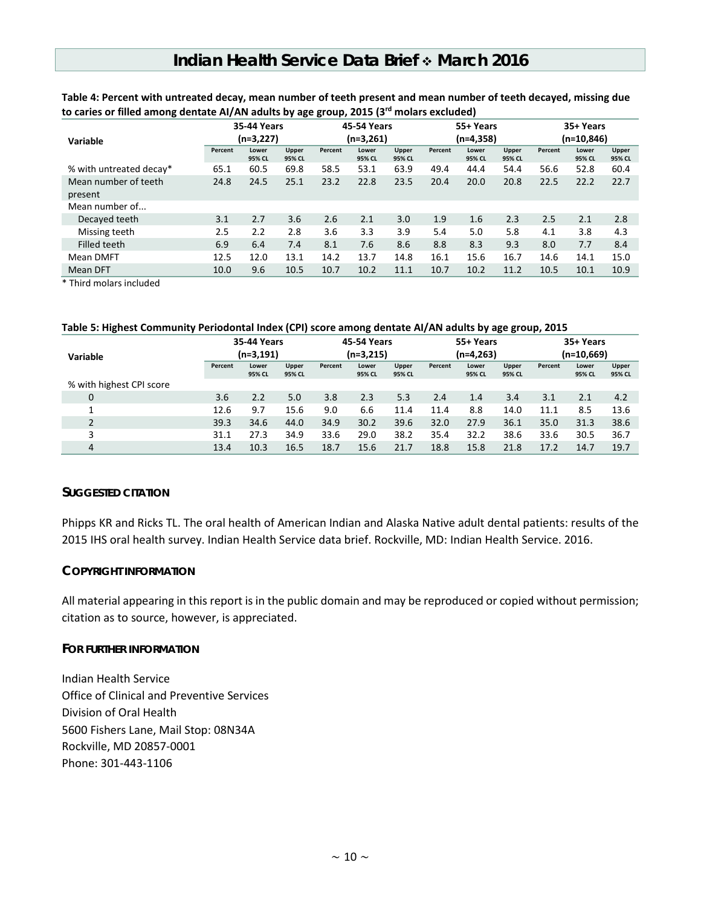**Table 4: Percent with untreated decay, mean number of teeth present and mean number of teeth decayed, missing due to caries or filled among dentate AI/AN adults by age group, 2015 (3rd molars excluded)**

| Variable | 35-44 Years (n=3,227) | | | 45-54 Years (n=3,261) | | | 55+ Years (n=4,358) | | | 35+ Years (n=10,846) | | |
|---|---|---|---|---|---|---|---|---|---|---|---|---|
| | Percent | Lower 95% CL | Upper 95% CL | Percent | Lower 95% CL | Upper 95% CL | Percent | Lower 95% CL | Upper 95% CL | Percent | Lower 95% CL | Upper 95% CL |
| % with untreated decay* | 65.1 | 60.5 | 69.8 | 58.5 | 53.1 | 63.9 | 49.4 | 44.4 | 54.4 | 56.6 | 52.8 | 60.4 |
| Mean number of teeth present | 24.8 | 24.5 | 25.1 | 23.2 | 22.8 | 23.5 | 20.4 | 20.0 | 20.8 | 22.5 | 22.2 | 22.7 |
| Mean number of... | | | | | | | | | | | | |
| Decayed teeth | 3.1 | 2.7 | 3.6 | 2.6 | 2.1 | 3.0 | 1.9 | 1.6 | 2.3 | 2.5 | 2.1 | 2.8 |
| Missing teeth | 2.5 | 2.2 | 2.8 | 3.6 | 3.3 | 3.9 | 5.4 | 5.0 | 5.8 | 4.1 | 3.8 | 4.3 |
| Filled teeth | 6.9 | 6.4 | 7.4 | 8.1 | 7.6 | 8.6 | 8.8 | 8.3 | 9.3 | 8.0 | 7.7 | 8.4 |
| Mean DMFT | 12.5 | 12.0 | 13.1 | 14.2 | 13.7 | 14.8 | 16.1 | 15.6 | 16.7 | 14.6 | 14.1 | 15.0 |
| Mean DFT | 10.0 | 9.6 | 10.5 | 10.7 | 10.2 | 11.1 | 10.7 | 10.2 | 11.2 | 10.5 | 10.1 | 10.9 |

\* Third molars included

**Table 5: Highest Community Periodontal Index (CPI) score among dentate AI/AN adults by age group, 2015**

| Variable | 35-44 Years (n=3,191) | | | 45-54 Years (n=3,215) | | | 55+ Years (n=4,263) | | | 35+ Years (n=10,669) | | |
|---|---|---|---|---|---|---|---|---|---|---|---|---|
| | Percent | Lower 95% CL | Upper 95% CL | Percent | Lower 95% CL | Upper 95% CL | Percent | Lower 95% CL | Upper 95% CL | Percent | Lower 95% CL | Upper 95% CL |
| % with highest CPI score | | | | | | | | | | | | |
| 0 | 3.6 | 2.2 | 5.0 | 3.8 | 2.3 | 5.3 | 2.4 | 1.4 | 3.4 | 3.1 | 2.1 | 4.2 |
| 1 | 12.6 | 9.7 | 15.6 | 9.0 | 6.6 | 11.4 | 11.4 | 8.8 | 14.0 | 11.1 | 8.5 | 13.6 |
| 2 | 39.3 | 34.6 | 44.0 | 34.9 | 30.2 | 39.6 | 32.0 | 27.9 | 36.1 | 35.0 | 31.3 | 38.6 |
| 3 | 31.1 | 27.3 | 34.9 | 33.6 | 29.0 | 38.2 | 35.4 | 32.2 | 38.6 | 33.6 | 30.5 | 36.7 |
| 4 | 13.4 | 10.3 | 16.5 | 18.7 | 15.6 | 21.7 | 18.8 | 15.8 | 21.8 | 17.2 | 14.7 | 19.7 |

### SUGGESTED CITATION

Phipps KR and Ricks TL. The oral health of American Indian and Alaska Native adult dental patients: results of the 2015 IHS oral health survey. Indian Health Service data brief. Rockville, MD: Indian Health Service. 2016.

### COPYRIGHT INFORMATION

All material appearing in this report is in the public domain and may be reproduced or copied without permission; citation as to source, however, is appreciated.

### FOR FURTHER INFORMATION

Indian Health Service
Office of Clinical and Preventive Services
Division of Oral Health
5600 Fishers Lane, Mail Stop: 08N34A
Rockville, MD 20857-0001
Phone: 301-443-1106